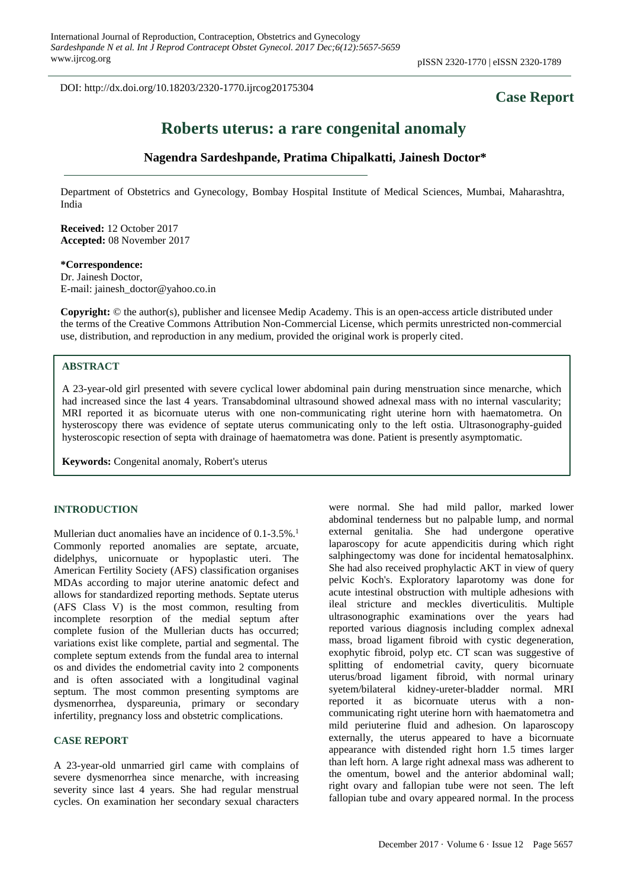DOI: http://dx.doi.org/10.18203/2320-1770.ijrcog20175304

**Case Report**

# Roberts uterus: a rare congenital anomaly

**Nagendra Sardeshpande, Pratima Chipalkatti, Jainesh Doctor***

Department of Obstetrics and Gynecology, Bombay Hospital Institute of Medical Sciences, Mumbai, Maharashtra, India

**Received:** 12 October 2017
**Accepted:** 08 November 2017

**\*Correspondence:**
Dr. Jainesh Doctor,
E-mail: jainesh_doctor@yahoo.co.in

**Copyright:** © the author(s), publisher and licensee Medip Academy. This is an open-access article distributed under the terms of the Creative Commons Attribution Non-Commercial License, which permits unrestricted non-commercial use, distribution, and reproduction in any medium, provided the original work is properly cited.

## ABSTRACT

A 23-year-old girl presented with severe cyclical lower abdominal pain during menstruation since menarche, which had increased since the last 4 years. Transabdominal ultrasound showed adnexal mass with no internal vascularity; MRI reported it as bicornuate uterus with one non-communicating right uterine horn with haematometra. On hysteroscopy there was evidence of septate uterus communicating only to the left ostia. Ultrasonography-guided hysteroscopic resection of septa with drainage of haematometra was done. Patient is presently asymptomatic.

**Keywords:** Congenital anomaly, Robert's uterus

## INTRODUCTION

Mullerian duct anomalies have an incidence of 0.1-3.5%.[1] Commonly reported anomalies are septate, arcuate, didelphys, unicornuate or hypoplastic uteri. The American Fertility Society (AFS) classification organises MDAs according to major uterine anatomic defect and allows for standardized reporting methods. Septate uterus (AFS Class V) is the most common, resulting from incomplete resorption of the medial septum after complete fusion of the Mullerian ducts has occurred; variations exist like complete, partial and segmental. The complete septum extends from the fundal area to internal os and divides the endometrial cavity into 2 components and is often associated with a longitudinal vaginal septum. The most common presenting symptoms are dysmenorrhea, dyspareunia, primary or secondary infertility, pregnancy loss and obstetric complications.

## CASE REPORT

A 23-year-old unmarried girl came with complains of severe dysmenorrhea since menarche, with increasing severity since last 4 years. She had regular menstrual cycles. On examination her secondary sexual characters were normal. She had mild pallor, marked lower abdominal tenderness but no palpable lump, and normal external genitalia. She had undergone operative laparoscopy for acute appendicitis during which right salphingectomy was done for incidental hematosalphinx. She had also received prophylactic AKT in view of query pelvic Koch's. Exploratory laparotomy was done for acute intestinal obstruction with multiple adhesions with ileal stricture and meckles diverticulitis. Multiple ultrasonographic examinations over the years had reported various diagnosis including complex adnexal mass, broad ligament fibroid with cystic degeneration, exophytic fibroid, polyp etc. CT scan was suggestive of splitting of endometrial cavity, query bicornuate uterus/broad ligament fibroid, with normal urinary syetem/bilateral kidney-ureter-bladder normal. MRI reported it as bicornuate uterus with a non-communicating right uterine horn with haematometra and mild periuterine fluid and adhesion. On laparoscopy externally, the uterus appeared to have a bicornuate appearance with distended right horn 1.5 times larger than left horn. A large right adnexal mass was adherent to the omentum, bowel and the anterior abdominal wall; right ovary and fallopian tube were not seen. The left fallopian tube and ovary appeared normal. In the process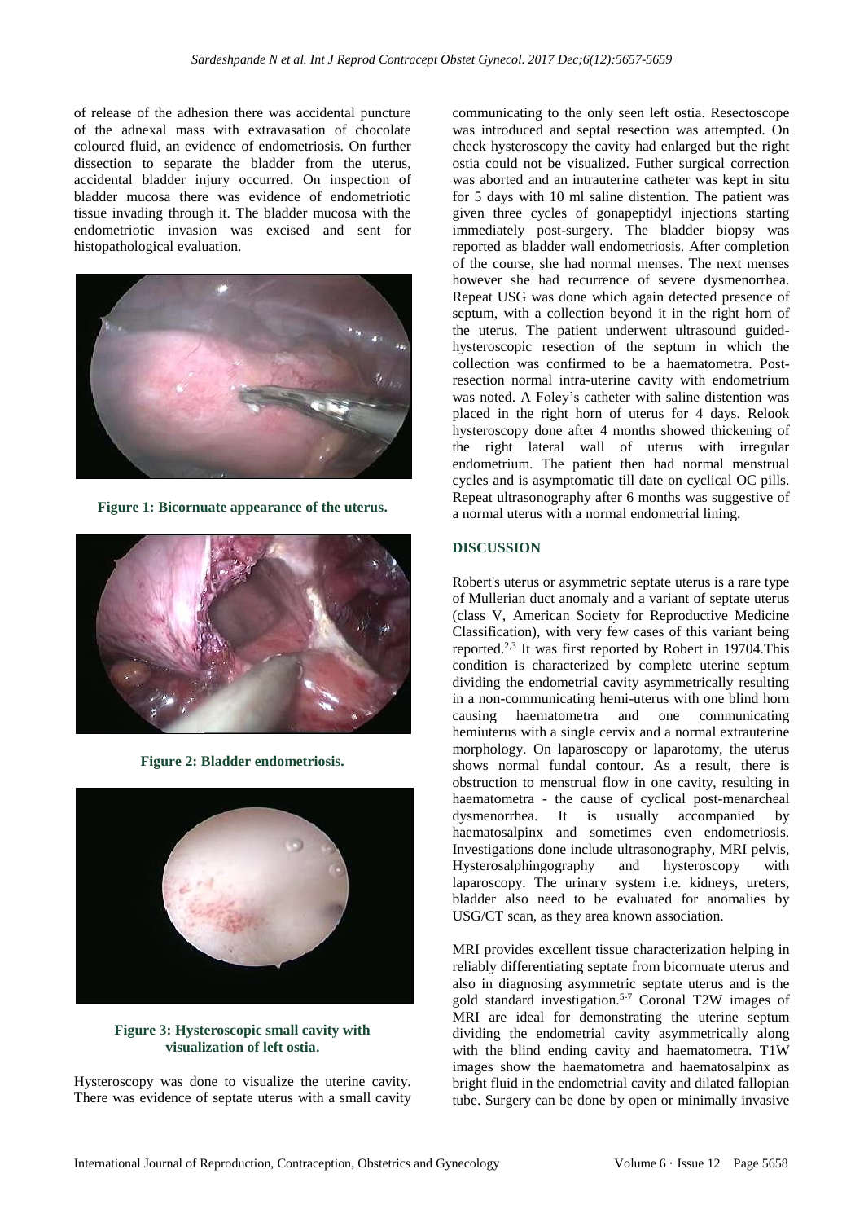of release of the adhesion there was accidental puncture of the adnexal mass with extravasation of chocolate coloured fluid, an evidence of endometriosis. On further dissection to separate the bladder from the uterus, accidental bladder injury occurred. On inspection of bladder mucosa there was evidence of endometriotic tissue invading through it. The bladder mucosa with the endometriotic invasion was excised and sent for histopathological evaluation.

**Figure 1: Bicornuate appearance of the uterus.**

**Figure 2: Bladder endometriosis.**

**Figure 3: Hysteroscopic small cavity with visualization of left ostia.**

Hysteroscopy was done to visualize the uterine cavity. There was evidence of septate uterus with a small cavity communicating to the only seen left ostia. Resectoscope was introduced and septal resection was attempted. On check hysteroscopy the cavity had enlarged but the right ostia could not be visualized. Futher surgical correction was aborted and an intrauterine catheter was kept in situ for 5 days with 10 ml saline distention. The patient was given three cycles of gonapeptidyl injections starting immediately post-surgery. The bladder biopsy was reported as bladder wall endometriosis. After completion of the course, she had normal menses. The next menses however she had recurrence of severe dysmenorrhea. Repeat USG was done which again detected presence of septum, with a collection beyond it in the right horn of the uterus. The patient underwent ultrasound guided-hysteroscopic resection of the septum in which the collection was confirmed to be a haematometra. Post-resection normal intra-uterine cavity with endometrium was noted. A Foley's catheter with saline distention was placed in the right horn of uterus for 4 days. Relook hysteroscopy done after 4 months showed thickening of the right lateral wall of uterus with irregular endometrium. The patient then had normal menstrual cycles and is asymptomatic till date on cyclical OC pills. Repeat ultrasonography after 6 months was suggestive of a normal uterus with a normal endometrial lining.

## DISCUSSION

Robert's uterus or asymmetric septate uterus is a rare type of Mullerian duct anomaly and a variant of septate uterus (class V, American Society for Reproductive Medicine Classification), with very few cases of this variant being reported.[2,3] It was first reported by Robert in 19704.This condition is characterized by complete uterine septum dividing the endometrial cavity asymmetrically resulting in a non-communicating hemi-uterus with one blind horn causing haematometra and one communicating hemiuterus with a single cervix and a normal extrauterine morphology. On laparoscopy or laparotomy, the uterus shows normal fundal contour. As a result, there is obstruction to menstrual flow in one cavity, resulting in haematometra - the cause of cyclical post-menarcheal dysmenorrhea. It is usually accompanied by haematosalpinx and sometimes even endometriosis. Investigations done include ultrasonography, MRI pelvis, Hysterosalphingography and hysteroscopy with laparoscopy. The urinary system i.e. kidneys, ureters, bladder also need to be evaluated for anomalies by USG/CT scan, as they area known association.

MRI provides excellent tissue characterization helping in reliably differentiating septate from bicornuate uterus and also in diagnosing asymmetric septate uterus and is the gold standard investigation.[5-7] Coronal T2W images of MRI are ideal for demonstrating the uterine septum dividing the endometrial cavity asymmetrically along with the blind ending cavity and haematometra. T1W images show the haematometra and haematosalpinx as bright fluid in the endometrial cavity and dilated fallopian tube. Surgery can be done by open or minimally invasive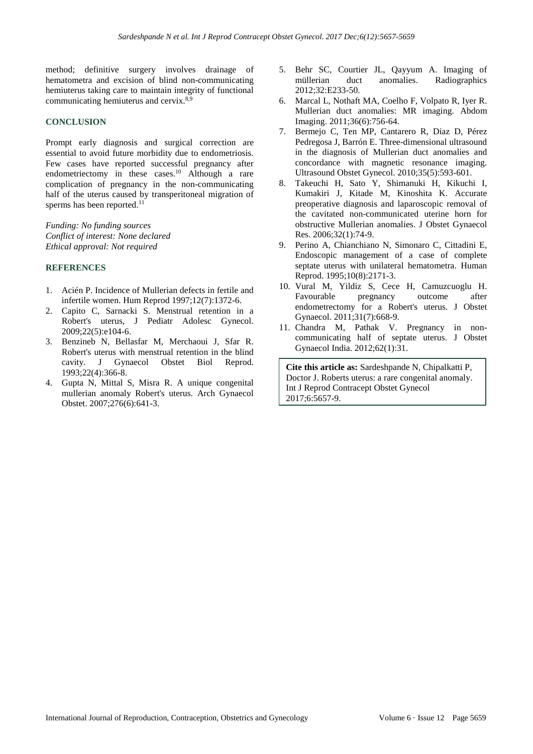method; definitive surgery involves drainage of hematometra and excision of blind non-communicating hemiuterus taking care to maintain integrity of functional communicating hemiuterus and cervix.[8,9]

## CONCLUSION

Prompt early diagnosis and surgical correction are essential to avoid future morbidity due to endometriosis. Few cases have reported successful pregnancy after endometriectomy in these cases.[10] Although a rare complication of pregnancy in the non-communicating half of the uterus caused by transperitoneal migration of sperms has been reported.[11]

*Funding: No funding sources*
*Conflict of interest: None declared*
*Ethical approval: Not required*

## REFERENCES

1. Acién P. Incidence of Mullerian defects in fertile and infertile women. Hum Reprod 1997;12(7):1372-6.
2. Capito C, Sarnacki S. Menstrual retention in a Robert's uterus, J Pediatr Adolesc Gynecol. 2009;22(5):e104-6.
3. Benzineb N, Bellasfar M, Merchaoui J, Sfar R. Robert's uterus with menstrual retention in the blind cavity. J Gynaecol Obstet Biol Reprod. 1993;22(4):366-8.
4. Gupta N, Mittal S, Misra R. A unique congenital mullerian anomaly Robert's uterus. Arch Gynaecol Obstet. 2007;276(6):641-3.
5. Behr SC, Courtier JL, Qayyum A. Imaging of müllerian duct anomalies. Radiographics 2012;32:E233-50.
6. Marcal L, Nothaft MA, Coelho F, Volpato R, Iyer R. Mullerian duct anomalies: MR imaging. Abdom Imaging. 2011;36(6):756-64.
7. Bermejo C, Ten MP, Cantarero R, Diaz D, Pérez Pedregosa J, Barrón E. Three-dimensional ultrasound in the diagnosis of Mullerian duct anomalies and concordance with magnetic resonance imaging. Ultrasound Obstet Gynecol. 2010;35(5):593-601.
8. Takeuchi H, Sato Y, Shimanuki H, Kikuchi I, Kumakiri J, Kitade M, Kinoshita K. Accurate preoperative diagnosis and laparoscopic removal of the cavitated non-communicated uterine horn for obstructive Mullerian anomalies. J Obstet Gynaecol Res. 2006;32(1):74-9.
9. Perino A, Chianchiano N, Simonaro C, Cittadini E, Endoscopic management of a case of complete septate uterus with unilateral hematometra. Human Reprod. 1995;10(8):2171-3.
10. Vural M, Yildiz S, Cece H, Camuzcuoglu H. Favourable pregnancy outcome after endometrectomy for a Robert's uterus. J Obstet Gynaecol. 2011;31(7):668-9.
11. Chandra M, Pathak V. Pregnancy in non-communicating half of septate uterus. J Obstet Gynaecol India. 2012;62(1):31.

**Cite this article as:** Sardeshpande N, Chipalkatti P, Doctor J. Roberts uterus: a rare congenital anomaly. Int J Reprod Contracept Obstet Gynecol 2017;6:5657-9.